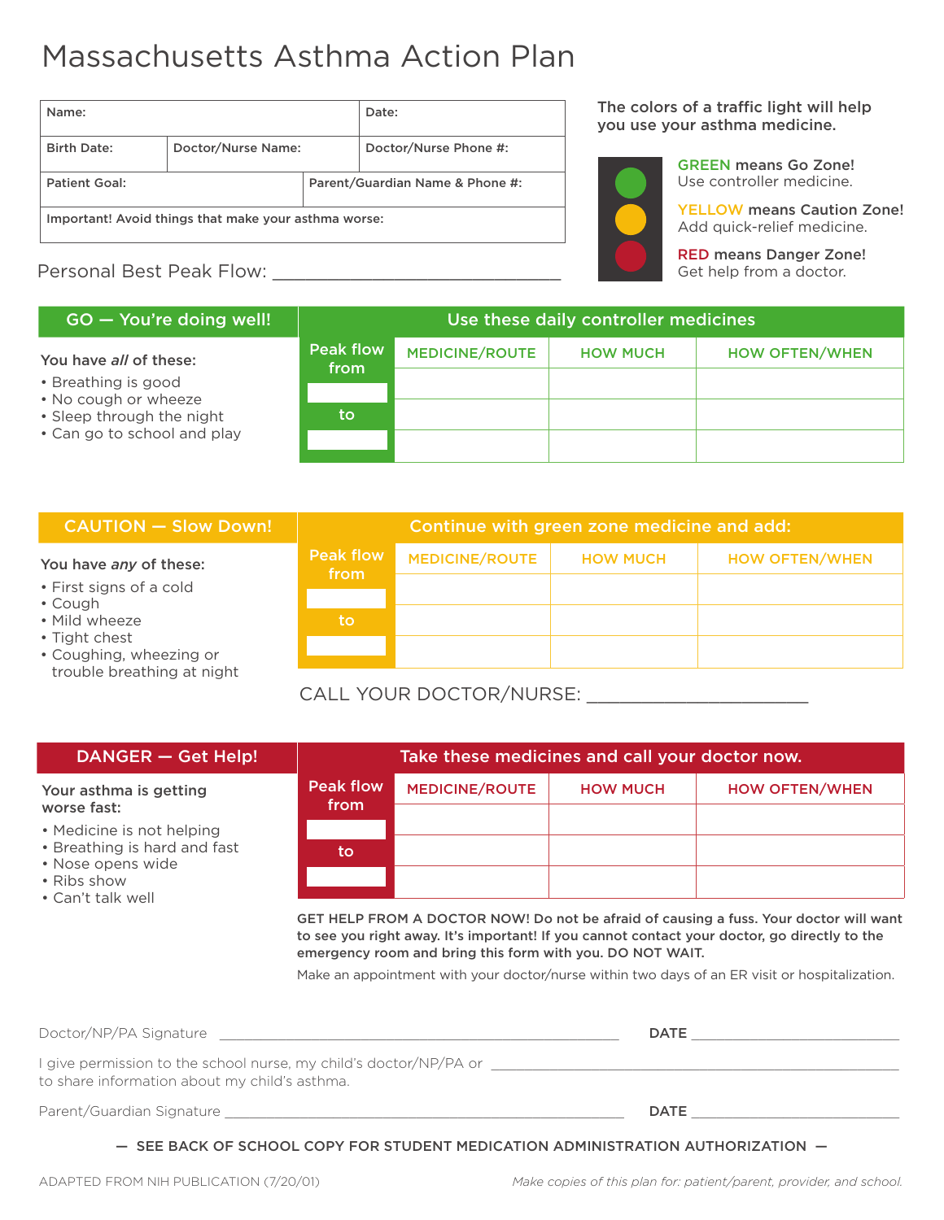# Massachusetts Asthma Action Plan

| Name: | | Date: |
|---|---|---|
| Birth Date: | Doctor/Nurse Name: | Doctor/Nurse Phone #: |
| Patient Goal: | Parent/Guardian Name & Phone #: | |
| Important! Avoid things that make your asthma worse: | | |

The colors of a traffic light will help you use your asthma medicine.

**GREEN** means Go Zone!
Use controller medicine.

**YELLOW** means Caution Zone!
Add quick-relief medicine.

**RED** means Danger Zone!
Get help from a doctor.

Personal Best Peak Flow: ______________________________

## GO — You're doing well!

You have *all* of these:

- Breathing is good
- No cough or wheeze
- Sleep through the night
- Can go to school and play

**Use these daily controller medicines**

| Peak flow from ____ to ____ | MEDICINE/ROUTE | HOW MUCH | HOW OFTEN/WHEN |
|---|---|---|---|
| | | | |
| | | | |
| | | | |

## CAUTION — Slow Down!

You have *any* of these:

- First signs of a cold
- Cough
- Mild wheeze
- Tight chest
- Coughing, wheezing or trouble breathing at night

**Continue with green zone medicine and add:**

| Peak flow from ____ to ____ | MEDICINE/ROUTE | HOW MUCH | HOW OFTEN/WHEN |
|---|---|---|---|
| | | | |
| | | | |
| | | | |

CALL YOUR DOCTOR/NURSE: ______________________

## DANGER — Get Help!

Your asthma is getting worse fast:

- Medicine is not helping
- Breathing is hard and fast
- Nose opens wide
- Ribs show
- Can't talk well

**Take these medicines and call your doctor now.**

| Peak flow from ____ to ____ | MEDICINE/ROUTE | HOW MUCH | HOW OFTEN/WHEN |
|---|---|---|---|
| | | | |
| | | | |
| | | | |

**GET HELP FROM A DOCTOR NOW! Do not be afraid of causing a fuss. Your doctor will want to see you right away. It's important! If you cannot contact your doctor, go directly to the emergency room and bring this form with you. DO NOT WAIT.**

Make an appointment with your doctor/nurse within two days of an ER visit or hospitalization.

Doctor/NP/PA Signature ______________________________ DATE ______________

I give permission to the school nurse, my child's doctor/NP/PA or ______________________________ to share information about my child's asthma.

Parent/Guardian Signature ______________________________ DATE ______________

**— SEE BACK OF SCHOOL COPY FOR STUDENT MEDICATION ADMINISTRATION AUTHORIZATION —**

ADAPTED FROM NIH PUBLICATION (7/20/01)

*Make copies of this plan for: patient/parent, provider, and school.*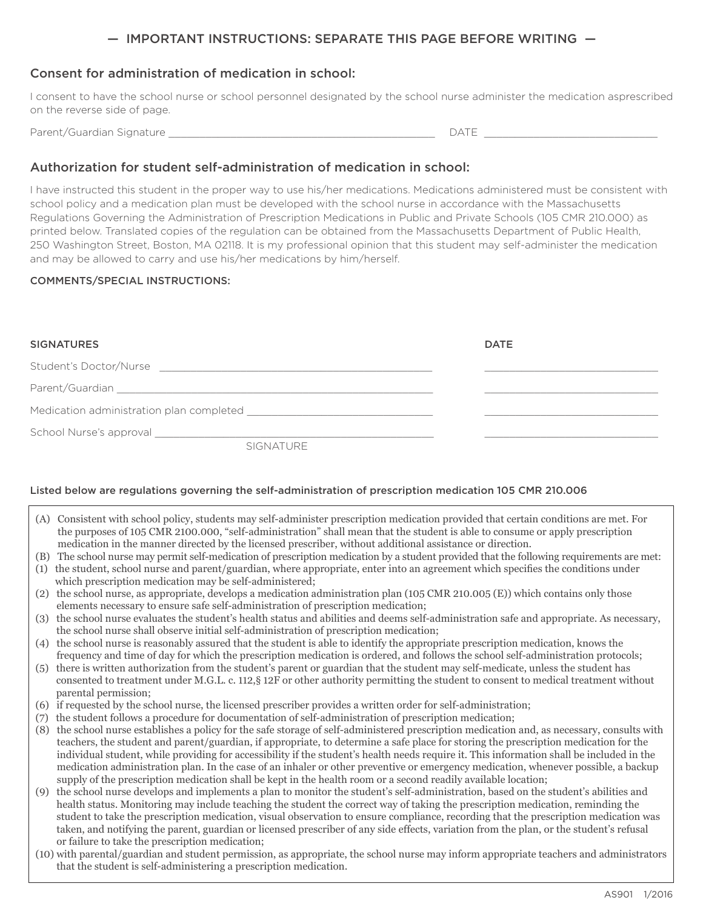— IMPORTANT INSTRUCTIONS: SEPARATE THIS PAGE BEFORE WRITING —

## Consent for administration of medication in school:

I consent to have the school nurse or school personnel designated by the school nurse administer the medication asprescribed on the reverse side of page.

Parent/Guardian Signature ______________________________ DATE ____________________

## Authorization for student self-administration of medication in school:

I have instructed this student in the proper way to use his/her medications. Medications administered must be consistent with school policy and a medication plan must be developed with the school nurse in accordance with the Massachusetts Regulations Governing the Administration of Prescription Medications in Public and Private Schools (105 CMR 210.000) as printed below. Translated copies of the regulation can be obtained from the Massachusetts Department of Public Health, 250 Washington Street, Boston, MA 02118. It is my professional opinion that this student may self-administer the medication and may be allowed to carry and use his/her medications by him/herself.

COMMENTS/SPECIAL INSTRUCTIONS:

| SIGNATURES | DATE |
|---|---|
| Student's Doctor/Nurse ______________________________ | ____________________ |
| Parent/Guardian ______________________________ | ____________________ |
| Medication administration plan completed ______________________________ | ____________________ |
| School Nurse's approval ______________________________ | ____________________ |
| SIGNATURE | |

**Listed below are regulations governing the self-administration of prescription medication 105 CMR 210.006**

(A) Consistent with school policy, students may self-administer prescription medication provided that certain conditions are met. For the purposes of 105 CMR 2100.000, "self-administration" shall mean that the student is able to consume or apply prescription medication in the manner directed by the licensed prescriber, without additional assistance or direction.

(B) The school nurse may permit self-medication of prescription medication by a student provided that the following requirements are met:

(1) the student, school nurse and parent/guardian, where appropriate, enter into an agreement which specifies the conditions under which prescription medication may be self-administered;

(2) the school nurse, as appropriate, develops a medication administration plan (105 CMR 210.005 (E)) which contains only those elements necessary to ensure safe self-administration of prescription medication;

(3) the school nurse evaluates the student's health status and abilities and deems self-administration safe and appropriate. As necessary, the school nurse shall observe initial self-administration of prescription medication;

(4) the school nurse is reasonably assured that the student is able to identify the appropriate prescription medication, knows the frequency and time of day for which the prescription medication is ordered, and follows the school self-administration protocols;

(5) there is written authorization from the student's parent or guardian that the student may self-medicate, unless the student has consented to treatment under M.G.L. c. 112,§ 12F or other authority permitting the student to consent to medical treatment without parental permission;

(6) if requested by the school nurse, the licensed prescriber provides a written order for self-administration;

(7) the student follows a procedure for documentation of self-administration of prescription medication;

(8) the school nurse establishes a policy for the safe storage of self-administered prescription medication and, as necessary, consults with teachers, the student and parent/guardian, if appropriate, to determine a safe place for storing the prescription medication for the individual student, while providing for accessibility if the student's health needs require it. This information shall be included in the medication administration plan. In the case of an inhaler or other preventive or emergency medication, whenever possible, a backup supply of the prescription medication shall be kept in the health room or a second readily available location;

(9) the school nurse develops and implements a plan to monitor the student's self-administration, based on the student's abilities and health status. Monitoring may include teaching the student the correct way of taking the prescription medication, reminding the student to take the prescription medication, visual observation to ensure compliance, recording that the prescription medication was taken, and notifying the parent, guardian or licensed prescriber of any side effects, variation from the plan, or the student's refusal or failure to take the prescription medication;

(10) with parental/guardian and student permission, as appropriate, the school nurse may inform appropriate teachers and administrators that the student is self-administering a prescription medication.

AS901 1/2016